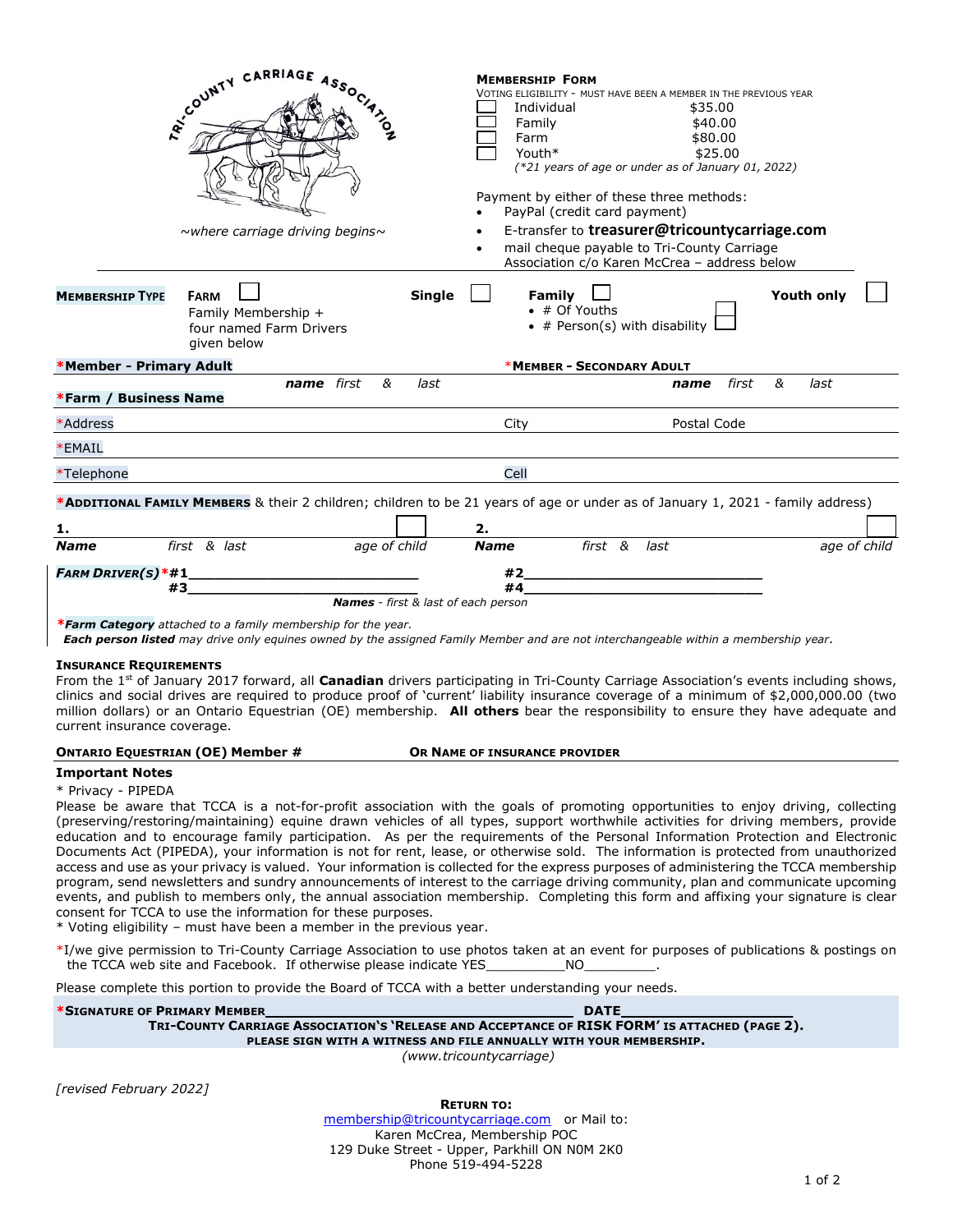TRI-COUNTY CARRIAGE ASSOCIATION

~where carriage driving begins~

## MEMBERSHIP FORM

VOTING ELIGIBILITY - MUST HAVE BEEN A MEMBER IN THE PREVIOUS YEAR

| | | |
|---|---|---|
| ☐ | Individual | $35.00 |
| ☐ | Family | $40.00 |
| ☐ | Farm | $80.00 |
| ☐ | Youth* | $25.00 |

(*21 years of age or under as of January 01, 2022)

Payment by either of these three methods:

- PayPal (credit card payment)
- E-transfer to **treasurer@tricountycarriage.com**
- mail cheque payable to Tri-County Carriage Association c/o Karen McCrea – address below

**MEMBERSHIP TYPE** **FARM** ☐ Family Membership + four named Farm Drivers given below **Single** ☐ **Family** ☐

- # Of Youths ☐
- # Person(s) with disability ☐

**Youth only** ☐

***Member - Primary Adult** name first & last

***MEMBER - SECONDARY ADULT** name first & last

***Farm / Business Name**

*Address City Postal Code

*EMAIL

*Telephone Cell

***ADDITIONAL FAMILY MEMBERS** & their 2 children; children to be 21 years of age or under as of January 1, 2021 - family address)

**1.** ☐ **2.** ☐

**Name** first & last age of child **Name** first & last age of child

**FARM DRIVER(S)** *#1\_\_\_\_\_\_\_\_\_\_\_\_\_\_\_\_\_\_\_\_\_\_\_\_\_\_\_\_ #2\_\_\_\_\_\_\_\_\_\_\_\_\_\_\_\_\_\_\_\_\_\_\_\_\_\_\_\_

#3\_\_\_\_\_\_\_\_\_\_\_\_\_\_\_\_\_\_\_\_\_\_\_\_\_\_\_\_ #4\_\_\_\_\_\_\_\_\_\_\_\_\_\_\_\_\_\_\_\_\_\_\_\_\_\_\_\_

***Names** - first & last of each person*

****Farm Category** attached to a family membership for the year.*
***Each person listed** may drive only equines owned by the assigned Family Member and are not interchangeable within a membership year.*

### INSURANCE REQUIREMENTS

From the 1st of January 2017 forward, all **Canadian** drivers participating in Tri-County Carriage Association's events including shows, clinics and social drives are required to produce proof of 'current' liability insurance coverage of a minimum of $2,000,000.00 (two million dollars) or an Ontario Equestrian (OE) membership. **All others** bear the responsibility to ensure they have adequate and current insurance coverage.

**ONTARIO EQUESTRIAN (OE) Member #** **OR NAME OF INSURANCE PROVIDER**

### Important Notes

\* Privacy - PIPEDA

Please be aware that TCCA is a not-for-profit association with the goals of promoting opportunities to enjoy driving, collecting (preserving/restoring/maintaining) equine drawn vehicles of all types, support worthwhile activities for driving members, provide education and to encourage family participation. As per the requirements of the Personal Information Protection and Electronic Documents Act (PIPEDA), your information is not for rent, lease, or otherwise sold. The information is protected from unauthorized access and use as your privacy is valued. Your information is collected for the express purposes of administering the TCCA membership program, send newsletters and sundry announcements of interest to the carriage driving community, plan and communicate upcoming events, and publish to members only, the annual association membership. Completing this form and affixing your signature is clear consent for TCCA to use the information for these purposes.

\* Voting eligibility – must have been a member in the previous year.

\*I/we give permission to Tri-County Carriage Association to use photos taken at an event for purposes of publications & postings on the TCCA web site and Facebook. If otherwise please indicate YES\_\_\_\_\_\_\_\_\_\_NO\_\_\_\_\_\_\_\_\_.

Please complete this portion to provide the Board of TCCA with a better understanding your needs.

***SIGNATURE OF PRIMARY MEMBER**\_\_\_\_\_\_\_\_\_\_\_\_\_\_\_\_\_\_\_\_\_\_\_\_\_\_\_\_\_\_\_\_\_\_\_\_\_\_ **DATE**\_\_\_\_\_\_\_\_\_\_\_\_\_\_\_\_\_\_\_\_\_

**TRI-COUNTY CARRIAGE ASSOCIATION'S 'RELEASE AND ACCEPTANCE OF RISK FORM' IS ATTACHED (PAGE 2).**
**PLEASE SIGN WITH A WITNESS AND FILE ANNUALLY WITH YOUR MEMBERSHIP.**

*(www.tricountycarriage)*

*[revised February 2022]*

**RETURN TO:**
membership@tricountycarriage.com or Mail to:
Karen McCrea, Membership POC
129 Duke Street - Upper, Parkhill ON N0M 2K0
Phone 519-494-5228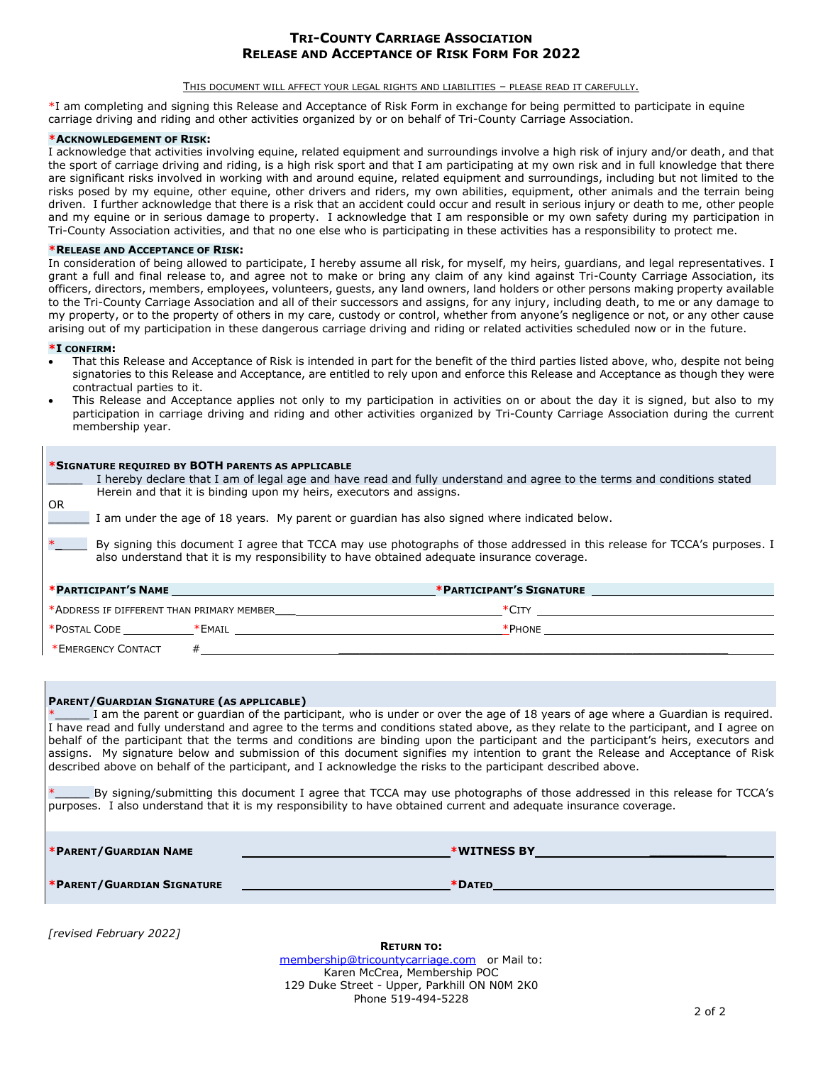# TRI-COUNTY CARRIAGE ASSOCIATION
## RELEASE AND ACCEPTANCE OF RISK FORM FOR 2022

THIS DOCUMENT WILL AFFECT YOUR LEGAL RIGHTS AND LIABILITIES – PLEASE READ IT CAREFULLY.

*I am completing and signing this Release and Acceptance of Risk Form in exchange for being permitted to participate in equine carriage driving and riding and other activities organized by or on behalf of Tri-County Carriage Association.

**\*ACKNOWLEDGEMENT OF RISK:**

I acknowledge that activities involving equine, related equipment and surroundings involve a high risk of injury and/or death, and that the sport of carriage driving and riding, is a high risk sport and that I am participating at my own risk and in full knowledge that there are significant risks involved in working with and around equine, related equipment and surroundings, including but not limited to the risks posed by my equine, other equine, other drivers and riders, my own abilities, equipment, other animals and the terrain being driven. I further acknowledge that there is a risk that an accident could occur and result in serious injury or death to me, other people and my equine or in serious damage to property. I acknowledge that I am responsible or my own safety during my participation in Tri-County Association activities, and that no one else who is participating in these activities has a responsibility to protect me.

**\*RELEASE AND ACCEPTANCE OF RISK:**

In consideration of being allowed to participate, I hereby assume all risk, for myself, my heirs, guardians, and legal representatives. I grant a full and final release to, and agree not to make or bring any claim of any kind against Tri-County Carriage Association, its officers, directors, members, employees, volunteers, guests, any land owners, land holders or other persons making property available to the Tri-County Carriage Association and all of their successors and assigns, for any injury, including death, to me or any damage to my property, or to the property of others in my care, custody or control, whether from anyone's negligence or not, or any other cause arising out of my participation in these dangerous carriage driving and riding or related activities scheduled now or in the future.

**\*I CONFIRM:**

- That this Release and Acceptance of Risk is intended in part for the benefit of the third parties listed above, who, despite not being signatories to this Release and Acceptance, are entitled to rely upon and enforce this Release and Acceptance as though they were contractual parties to it.
- This Release and Acceptance applies not only to my participation in activities on or about the day it is signed, but also to my participation in carriage driving and riding and other activities organized by Tri-County Carriage Association during the current membership year.

**\*SIGNATURE REQUIRED BY BOTH PARENTS AS APPLICABLE**

_____ I hereby declare that I am of legal age and have read and fully understand and agree to the terms and conditions stated Herein and that it is binding upon my heirs, executors and assigns.

OR

______ I am under the age of 18 years. My parent or guardian has also signed where indicated below.

*_____ By signing this document I agree that TCCA may use photographs of those addressed in this release for TCCA's purposes. I also understand that it is my responsibility to have obtained adequate insurance coverage.

*PARTICIPANT'S NAME ____________________ *PARTICIPANT'S SIGNATURE ____________________

*ADDRESS IF DIFFERENT THAN PRIMARY MEMBER ____________________ *CITY ____________________

*POSTAL CODE __________ *EMAIL ____________________ *PHONE ____________________

*EMERGENCY CONTACT # ____________________

**PARENT/GUARDIAN SIGNATURE (AS APPLICABLE)**

*_____ I am the parent or guardian of the participant, who is under or over the age of 18 years of age where a Guardian is required. I have read and fully understand and agree to the terms and conditions stated above, as they relate to the participant, and I agree on behalf of the participant that the terms and conditions are binding upon the participant and the participant's heirs, executors and assigns. My signature below and submission of this document signifies my intention to grant the Release and Acceptance of Risk described above on behalf of the participant, and I acknowledge the risks to the participant described above.

*_____ By signing/submitting this document I agree that TCCA may use photographs of those addressed in this release for TCCA's purposes. I also understand that it is my responsibility to have obtained current and adequate insurance coverage.

**\*PARENT/GUARDIAN NAME** ____________________ **\*WITNESS BY** ____________________

**\*PARENT/GUARDIAN SIGNATURE** ____________________ **\*DATED** ____________________

*[revised February 2022]*

**RETURN TO:**

membership@tricountycarriage.com or Mail to:
Karen McCrea, Membership POC
129 Duke Street - Upper, Parkhill ON N0M 2K0
Phone 519-494-5228